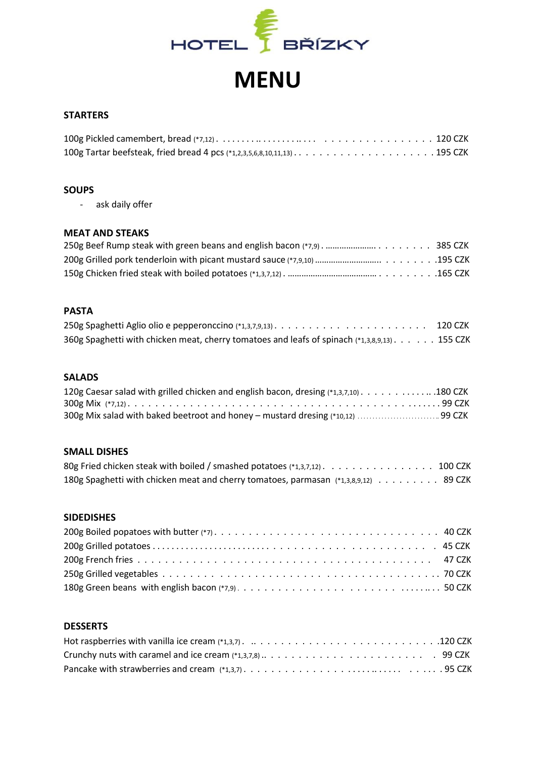# HOTEL BŘÍZKY

# MENU

## STARTERS

100g Pickled camembert, bread (*7,12) . . . . . . . . . . 120 CZK
100g Tartar beefsteak, fried bread 4 pcs (*1,2,3,5,6,8,10,11,13) . . . . . . . . . . 195 CZK

## SOUPS

- ask daily offer

## MEAT AND STEAKS

250g Beef Rump steak with green beans and english bacon (*7,9) . . . . . . . . . . 385 CZK
200g Grilled pork tenderloin with picant mustard sauce (*7,9,10) . . . . . . . . . . 195 CZK
150g Chicken fried steak with boiled potatoes (*1,3,7,12) . . . . . . . . . . 165 CZK

## PASTA

250g Spaghetti Aglio olio e pepperonccino (*1,3,7,9,13) . . . . . . . . . . 120 CZK
360g Spaghetti with chicken meat, cherry tomatoes and leafs of spinach (*1,3,8,9,13) . . . . . . 155 CZK

## SALADS

120g Caesar salad with grilled chicken and english bacon, dresing (*1,3,7,10) . . . . . . . . . . 180 CZK
300g Mix (*7,12) . . . . . . . . . . 99 CZK
300g Mix salad with baked beetroot and honey – mustard dresing (*10,12) . . . . . . . . . . 99 CZK

## SMALL DISHES

80g Fried chicken steak with boiled / smashed potatoes (*1,3,7,12) . . . . . . . . . . 100 CZK
180g Spaghetti with chicken meat and cherry tomatoes, parmasan (*1,3,8,9,12) . . . . . . . . . . 89 CZK

## SIDEDISHES

200g Boiled popatoes with butter (*7) . . . . . . . . . . 40 CZK
200g Grilled potatoes . . . . . . . . . . 45 CZK
200g French fries . . . . . . . . . . 47 CZK
250g Grilled vegetables . . . . . . . . . . 70 CZK
180g Green beans with english bacon (*7,9) . . . . . . . . . . 50 CZK

## DESSERTS

Hot raspberries with vanilla ice cream (*1,3,7) . . . . . . . . . . 120 CZK
Crunchy nuts with caramel and ice cream (*1,3,7,8) . . . . . . . . . . 99 CZK
Pancake with strawberries and cream (*1,3,7) . . . . . . . . . . 95 CZK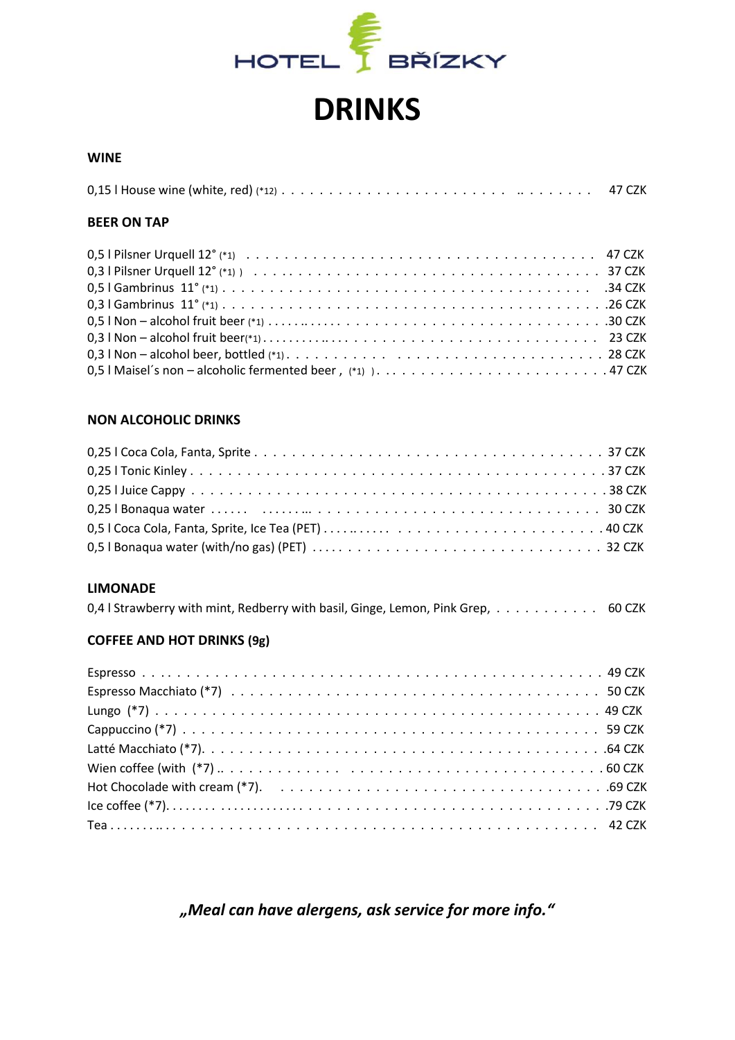HOTEL BŘÍZKY

# DRINKS

## WINE

| | |
|---|---|
| 0,15 l House wine (white, red) (*12) | 47 CZK |

## BEER ON TAP

| | |
|---|---|
| 0,5 l Pilsner Urquell 12° (*1) | 47 CZK |
| 0,3 l Pilsner Urquell 12° (*1) ) | 37 CZK |
| 0,5 l Gambrinus 11° (*1) | 34 CZK |
| 0,3 l Gambrinus 11° (*1) | 26 CZK |
| 0,5 l Non – alcohol fruit beer (*1) | 30 CZK |
| 0,3 l Non – alcohol fruit beer(*1) | 23 CZK |
| 0,3 l Non – alcohol beer, bottled (*1) | 28 CZK |
| 0,5 l Maisel´s non – alcoholic fermented beer , (*1) ) | 47 CZK |

## NON ALCOHOLIC DRINKS

| | |
|---|---|
| 0,25 l Coca Cola, Fanta, Sprite | 37 CZK |
| 0,25 l Tonic Kinley | 37 CZK |
| 0,25 l Juice Cappy | 38 CZK |
| 0,25 l Bonaqua water | 30 CZK |
| 0,5 l Coca Cola, Fanta, Sprite, Ice Tea (PET) | 40 CZK |
| 0,5 l Bonaqua water (with/no gas) (PET) | 32 CZK |

## LIMONADE

| | |
|---|---|
| 0,4 l Strawberry with mint, Redberry with basil, Ginge, Lemon, Pink Grep, | 60 CZK |

## COFFEE AND HOT DRINKS (9g)

| | |
|---|---|
| Espresso | 49 CZK |
| Espresso Macchiato (*7) | 50 CZK |
| Lungo (*7) | 49 CZK |
| Cappuccino (*7) | 59 CZK |
| Latté Macchiato (*7). | 64 CZK |
| Wien coffee (with (*7) | 60 CZK |
| Hot Chocolade with cream (*7). | 69 CZK |
| Ice coffee (*7). | 79 CZK |
| Tea | 42 CZK |

*„Meal can have alergens, ask service for more info."*